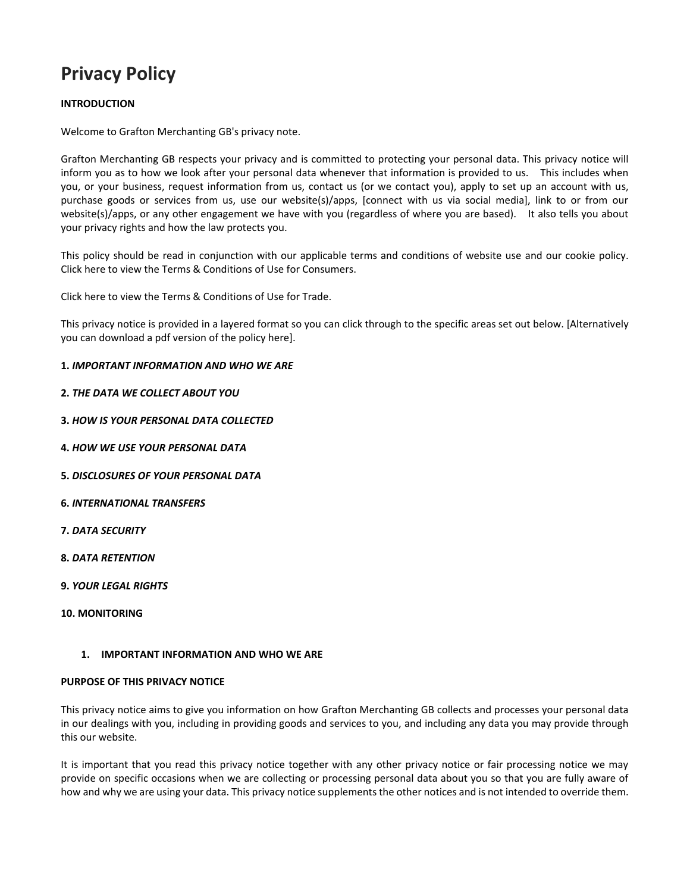# Privacy Policy

**INTRODUCTION**

Welcome to Grafton Merchanting GB's privacy note.

Grafton Merchanting GB respects your privacy and is committed to protecting your personal data. This privacy notice will inform you as to how we look after your personal data whenever that information is provided to us. This includes when you, or your business, request information from us, contact us (or we contact you), apply to set up an account with us, purchase goods or services from us, use our website(s)/apps, [connect with us via social media], link to or from our website(s)/apps, or any other engagement we have with you (regardless of where you are based). It also tells you about your privacy rights and how the law protects you.

This policy should be read in conjunction with our applicable terms and conditions of website use and our cookie policy. Click here to view the Terms & Conditions of Use for Consumers.

Click here to view the Terms & Conditions of Use for Trade.

This privacy notice is provided in a layered format so you can click through to the specific areas set out below. [Alternatively you can download a pdf version of the policy here].

**1.** ***IMPORTANT INFORMATION AND WHO WE ARE***

**2.** ***THE DATA WE COLLECT ABOUT YOU***

**3.** ***HOW IS YOUR PERSONAL DATA COLLECTED***

**4.** ***HOW WE USE YOUR PERSONAL DATA***

**5.** ***DISCLOSURES OF YOUR PERSONAL DATA***

**6.** ***INTERNATIONAL TRANSFERS***

**7.** ***DATA SECURITY***

**8.** ***DATA RETENTION***

**9.** ***YOUR LEGAL RIGHTS***

**10. MONITORING**

## 1. IMPORTANT INFORMATION AND WHO WE ARE

**PURPOSE OF THIS PRIVACY NOTICE**

This privacy notice aims to give you information on how Grafton Merchanting GB collects and processes your personal data in our dealings with you, including in providing goods and services to you, and including any data you may provide through this our website.

It is important that you read this privacy notice together with any other privacy notice or fair processing notice we may provide on specific occasions when we are collecting or processing personal data about you so that you are fully aware of how and why we are using your data. This privacy notice supplements the other notices and is not intended to override them.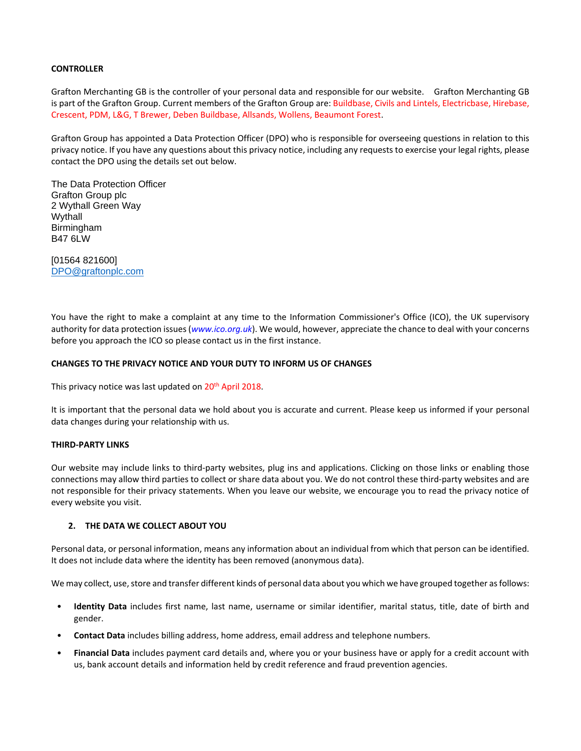**CONTROLLER**

Grafton Merchanting GB is the controller of your personal data and responsible for our website. Grafton Merchanting GB is part of the Grafton Group. Current members of the Grafton Group are: Buildbase, Civils and Lintels, Electricbase, Hirebase, Crescent, PDM, L&G, T Brewer, Deben Buildbase, Allsands, Wollens, Beaumont Forest.

Grafton Group has appointed a Data Protection Officer (DPO) who is responsible for overseeing questions in relation to this privacy notice. If you have any questions about this privacy notice, including any requests to exercise your legal rights, please contact the DPO using the details set out below.

The Data Protection Officer
Grafton Group plc
2 Wythall Green Way
Wythall
Birmingham
B47 6LW

[01564 821600]
DPO@graftonplc.com

You have the right to make a complaint at any time to the Information Commissioner's Office (ICO), the UK supervisory authority for data protection issues (*www.ico.org.uk*). We would, however, appreciate the chance to deal with your concerns before you approach the ICO so please contact us in the first instance.

**CHANGES TO THE PRIVACY NOTICE AND YOUR DUTY TO INFORM US OF CHANGES**

This privacy notice was last updated on 20th April 2018.

It is important that the personal data we hold about you is accurate and current. Please keep us informed if your personal data changes during your relationship with us.

**THIRD-PARTY LINKS**

Our website may include links to third-party websites, plug ins and applications. Clicking on those links or enabling those connections may allow third parties to collect or share data about you. We do not control these third-party websites and are not responsible for their privacy statements. When you leave our website, we encourage you to read the privacy notice of every website you visit.

## 2. THE DATA WE COLLECT ABOUT YOU

Personal data, or personal information, means any information about an individual from which that person can be identified. It does not include data where the identity has been removed (anonymous data).

We may collect, use, store and transfer different kinds of personal data about you which we have grouped together as follows:

- **Identity Data** includes first name, last name, username or similar identifier, marital status, title, date of birth and gender.
- **Contact Data** includes billing address, home address, email address and telephone numbers.
- **Financial Data** includes payment card details and, where you or your business have or apply for a credit account with us, bank account details and information held by credit reference and fraud prevention agencies.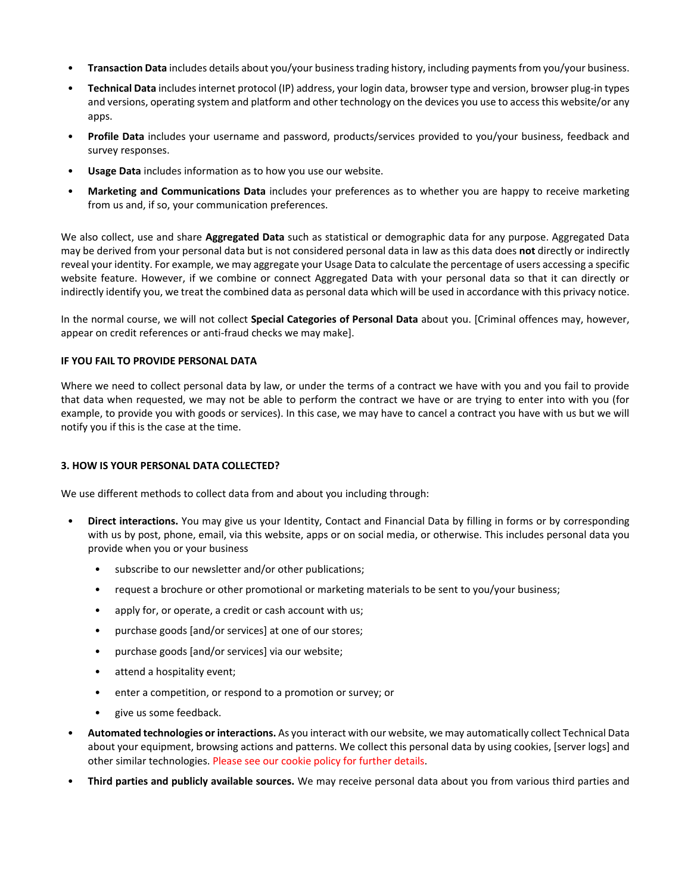- **Transaction Data** includes details about you/your business trading history, including payments from you/your business.
- **Technical Data** includes internet protocol (IP) address, your login data, browser type and version, browser plug-in types and versions, operating system and platform and other technology on the devices you use to access this website/or any apps.
- **Profile Data** includes your username and password, products/services provided to you/your business, feedback and survey responses.
- **Usage Data** includes information as to how you use our website.
- **Marketing and Communications Data** includes your preferences as to whether you are happy to receive marketing from us and, if so, your communication preferences.

We also collect, use and share **Aggregated Data** such as statistical or demographic data for any purpose. Aggregated Data may be derived from your personal data but is not considered personal data in law as this data does **not** directly or indirectly reveal your identity. For example, we may aggregate your Usage Data to calculate the percentage of users accessing a specific website feature. However, if we combine or connect Aggregated Data with your personal data so that it can directly or indirectly identify you, we treat the combined data as personal data which will be used in accordance with this privacy notice.

In the normal course, we will not collect **Special Categories of Personal Data** about you. [Criminal offences may, however, appear on credit references or anti-fraud checks we may make].

**IF YOU FAIL TO PROVIDE PERSONAL DATA**

Where we need to collect personal data by law, or under the terms of a contract we have with you and you fail to provide that data when requested, we may not be able to perform the contract we have or are trying to enter into with you (for example, to provide you with goods or services). In this case, we may have to cancel a contract you have with us but we will notify you if this is the case at the time.

## 3. HOW IS YOUR PERSONAL DATA COLLECTED?

We use different methods to collect data from and about you including through:

- **Direct interactions.** You may give us your Identity, Contact and Financial Data by filling in forms or by corresponding with us by post, phone, email, via this website, apps or on social media, or otherwise. This includes personal data you provide when you or your business
  - subscribe to our newsletter and/or other publications;
  - request a brochure or other promotional or marketing materials to be sent to you/your business;
  - apply for, or operate, a credit or cash account with us;
  - purchase goods [and/or services] at one of our stores;
  - purchase goods [and/or services] via our website;
  - attend a hospitality event;
  - enter a competition, or respond to a promotion or survey; or
  - give us some feedback.
- **Automated technologies or interactions.** As you interact with our website, we may automatically collect Technical Data about your equipment, browsing actions and patterns. We collect this personal data by using cookies, [server logs] and other similar technologies. Please see our cookie policy for further details.
- **Third parties and publicly available sources.** We may receive personal data about you from various third parties and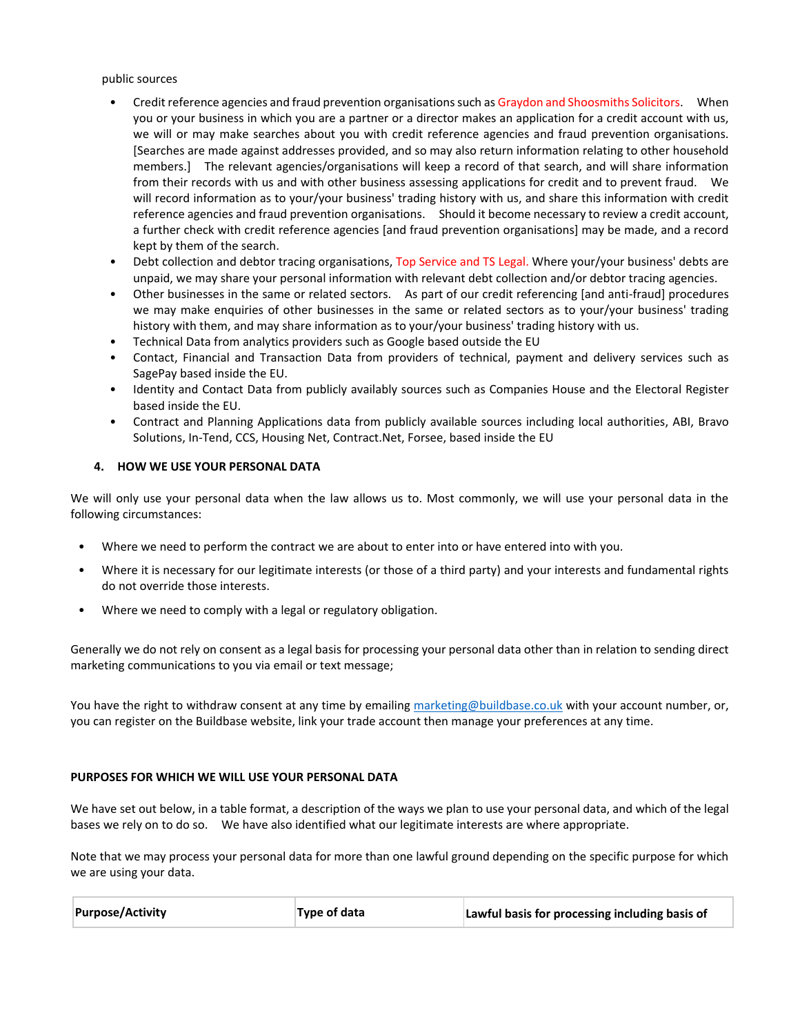public sources

- Credit reference agencies and fraud prevention organisations such as Graydon and Shoosmiths Solicitors. When you or your business in which you are a partner or a director makes an application for a credit account with us, we will or may make searches about you with credit reference agencies and fraud prevention organisations. [Searches are made against addresses provided, and so may also return information relating to other household members.] The relevant agencies/organisations will keep a record of that search, and will share information from their records with us and with other business assessing applications for credit and to prevent fraud. We will record information as to your/your business' trading history with us, and share this information with credit reference agencies and fraud prevention organisations. Should it become necessary to review a credit account, a further check with credit reference agencies [and fraud prevention organisations] may be made, and a record kept by them of the search.
- Debt collection and debtor tracing organisations, Top Service and TS Legal. Where your/your business' debts are unpaid, we may share your personal information with relevant debt collection and/or debtor tracing agencies.
- Other businesses in the same or related sectors. As part of our credit referencing [and anti-fraud] procedures we may make enquiries of other businesses in the same or related sectors as to your/your business' trading history with them, and may share information as to your/your business' trading history with us.
- Technical Data from analytics providers such as Google based outside the EU
- Contact, Financial and Transaction Data from providers of technical, payment and delivery services such as SagePay based inside the EU.
- Identity and Contact Data from publicly availably sources such as Companies House and the Electoral Register based inside the EU.
- Contract and Planning Applications data from publicly available sources including local authorities, ABI, Bravo Solutions, In-Tend, CCS, Housing Net, Contract.Net, Forsee, based inside the EU

## 4. HOW WE USE YOUR PERSONAL DATA

We will only use your personal data when the law allows us to. Most commonly, we will use your personal data in the following circumstances:

- Where we need to perform the contract we are about to enter into or have entered into with you.
- Where it is necessary for our legitimate interests (or those of a third party) and your interests and fundamental rights do not override those interests.
- Where we need to comply with a legal or regulatory obligation.

Generally we do not rely on consent as a legal basis for processing your personal data other than in relation to sending direct marketing communications to you via email or text message;

You have the right to withdraw consent at any time by emailing marketing@buildbase.co.uk with your account number, or, you can register on the Buildbase website, link your trade account then manage your preferences at any time.

### PURPOSES FOR WHICH WE WILL USE YOUR PERSONAL DATA

We have set out below, in a table format, a description of the ways we plan to use your personal data, and which of the legal bases we rely on to do so. We have also identified what our legitimate interests are where appropriate.

Note that we may process your personal data for more than one lawful ground depending on the specific purpose for which we are using your data.

| Purpose/Activity | Type of data | Lawful basis for processing including basis of |
|---|---|---|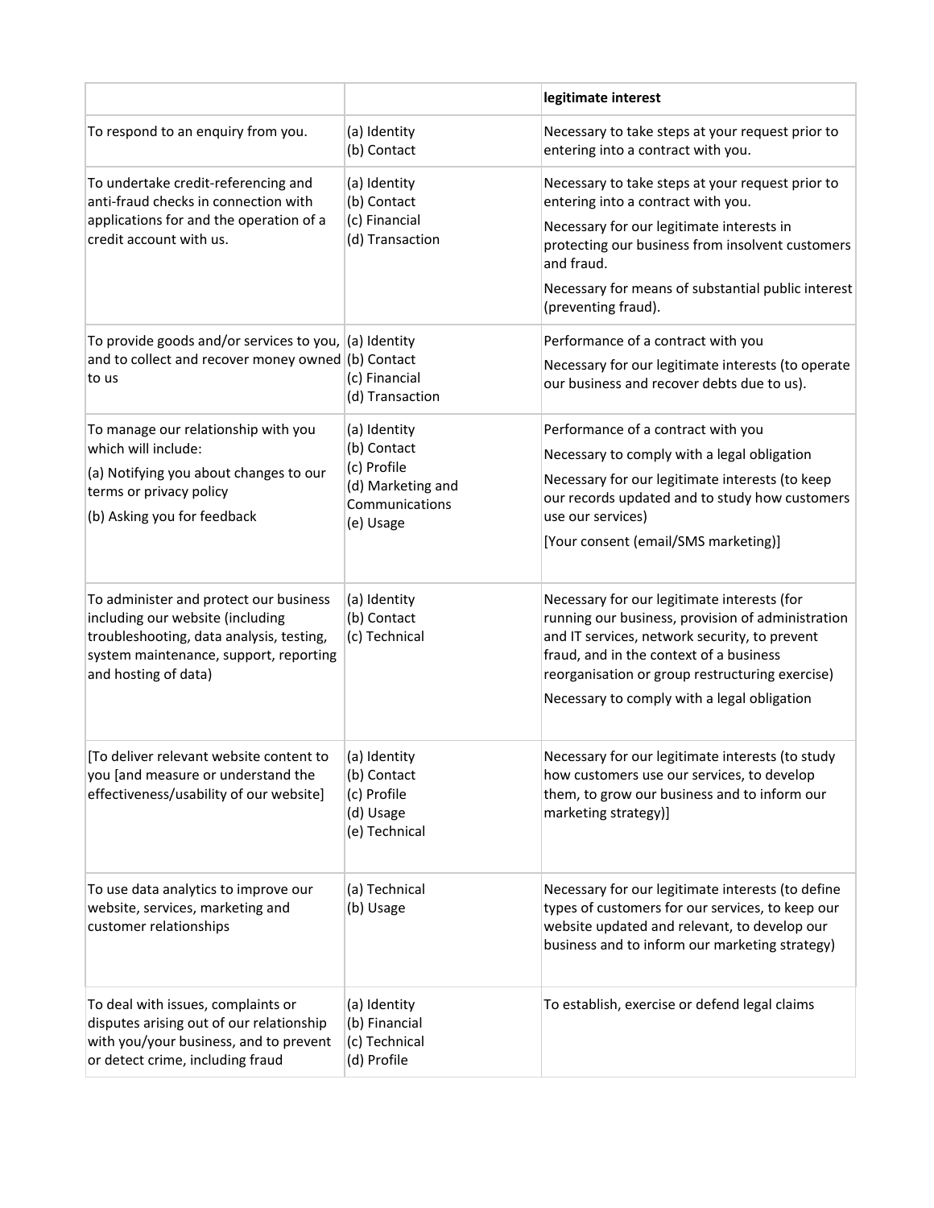| | | legitimate interest |
|---|---|---|
| To respond to an enquiry from you. | (a) Identity<br>(b) Contact | Necessary to take steps at your request prior to entering into a contract with you. |
| To undertake credit-referencing and anti-fraud checks in connection with applications for and the operation of a credit account with us. | (a) Identity<br>(b) Contact<br>(c) Financial<br>(d) Transaction | Necessary to take steps at your request prior to entering into a contract with you.<br>Necessary for our legitimate interests in protecting our business from insolvent customers and fraud.<br>Necessary for means of substantial public interest (preventing fraud). |
| To provide goods and/or services to you, and to collect and recover money owned to us | (a) Identity<br>(b) Contact<br>(c) Financial<br>(d) Transaction | Performance of a contract with you<br>Necessary for our legitimate interests (to operate our business and recover debts due to us). |
| To manage our relationship with you which will include:<br>(a) Notifying you about changes to our terms or privacy policy<br>(b) Asking you for feedback | (a) Identity<br>(b) Contact<br>(c) Profile<br>(d) Marketing and Communications<br>(e) Usage | Performance of a contract with you<br>Necessary to comply with a legal obligation<br>Necessary for our legitimate interests (to keep our records updated and to study how customers use our services)<br>[Your consent (email/SMS marketing)] |
| To administer and protect our business including our website (including troubleshooting, data analysis, testing, system maintenance, support, reporting and hosting of data) | (a) Identity<br>(b) Contact<br>(c) Technical | Necessary for our legitimate interests (for running our business, provision of administration and IT services, network security, to prevent fraud, and in the context of a business reorganisation or group restructuring exercise)<br>Necessary to comply with a legal obligation |
| [To deliver relevant website content to you [and measure or understand the effectiveness/usability of our website] | (a) Identity<br>(b) Contact<br>(c) Profile<br>(d) Usage<br>(e) Technical | Necessary for our legitimate interests (to study how customers use our services, to develop them, to grow our business and to inform our marketing strategy)] |
| To use data analytics to improve our website, services, marketing and customer relationships | (a) Technical<br>(b) Usage | Necessary for our legitimate interests (to define types of customers for our services, to keep our website updated and relevant, to develop our business and to inform our marketing strategy) |
| To deal with issues, complaints or disputes arising out of our relationship with you/your business, and to prevent or detect crime, including fraud | (a) Identity<br>(b) Financial<br>(c) Technical<br>(d) Profile | To establish, exercise or defend legal claims |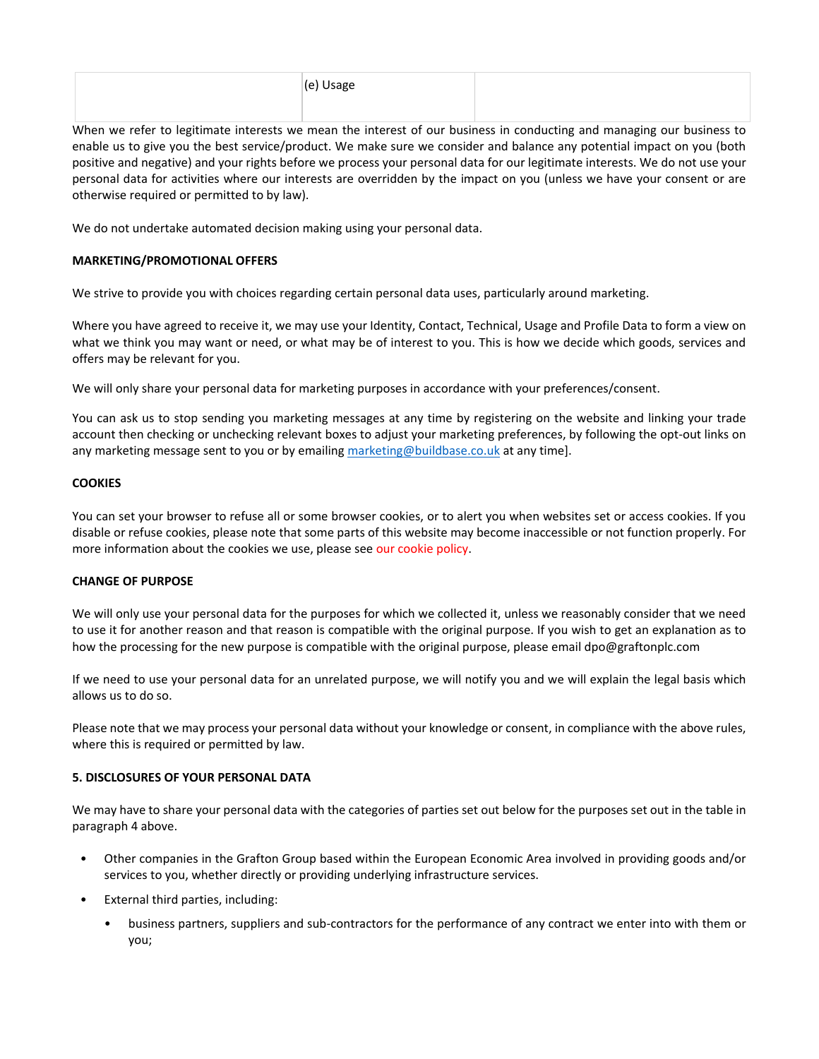| | (e) Usage | |
|---|---|---|

When we refer to legitimate interests we mean the interest of our business in conducting and managing our business to enable us to give you the best service/product. We make sure we consider and balance any potential impact on you (both positive and negative) and your rights before we process your personal data for our legitimate interests. We do not use your personal data for activities where our interests are overridden by the impact on you (unless we have your consent or are otherwise required or permitted to by law).

We do not undertake automated decision making using your personal data.

**MARKETING/PROMOTIONAL OFFERS**

We strive to provide you with choices regarding certain personal data uses, particularly around marketing.

Where you have agreed to receive it, we may use your Identity, Contact, Technical, Usage and Profile Data to form a view on what we think you may want or need, or what may be of interest to you. This is how we decide which goods, services and offers may be relevant for you.

We will only share your personal data for marketing purposes in accordance with your preferences/consent.

You can ask us to stop sending you marketing messages at any time by registering on the website and linking your trade account then checking or unchecking relevant boxes to adjust your marketing preferences, by following the opt-out links on any marketing message sent to you or by emailing marketing@buildbase.co.uk at any time].

**COOKIES**

You can set your browser to refuse all or some browser cookies, or to alert you when websites set or access cookies. If you disable or refuse cookies, please note that some parts of this website may become inaccessible or not function properly. For more information about the cookies we use, please see our cookie policy.

**CHANGE OF PURPOSE**

We will only use your personal data for the purposes for which we collected it, unless we reasonably consider that we need to use it for another reason and that reason is compatible with the original purpose. If you wish to get an explanation as to how the processing for the new purpose is compatible with the original purpose, please email dpo@graftonplc.com

If we need to use your personal data for an unrelated purpose, we will notify you and we will explain the legal basis which allows us to do so.

Please note that we may process your personal data without your knowledge or consent, in compliance with the above rules, where this is required or permitted by law.

**5. DISCLOSURES OF YOUR PERSONAL DATA**

We may have to share your personal data with the categories of parties set out below for the purposes set out in the table in paragraph 4 above.

- Other companies in the Grafton Group based within the European Economic Area involved in providing goods and/or services to you, whether directly or providing underlying infrastructure services.
- External third parties, including:
  - business partners, suppliers and sub-contractors for the performance of any contract we enter into with them or you;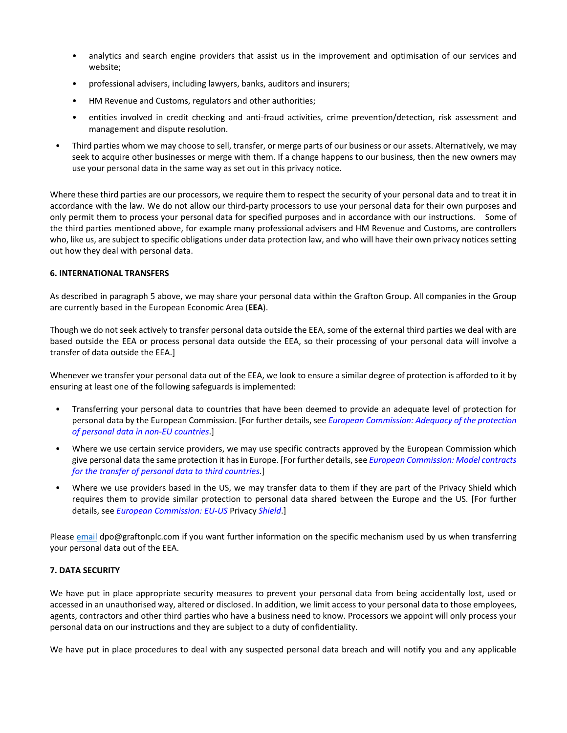- analytics and search engine providers that assist us in the improvement and optimisation of our services and website;
- professional advisers, including lawyers, banks, auditors and insurers;
- HM Revenue and Customs, regulators and other authorities;
- entities involved in credit checking and anti-fraud activities, crime prevention/detection, risk assessment and management and dispute resolution.

- Third parties whom we may choose to sell, transfer, or merge parts of our business or our assets. Alternatively, we may seek to acquire other businesses or merge with them. If a change happens to our business, then the new owners may use your personal data in the same way as set out in this privacy notice.

Where these third parties are our processors, we require them to respect the security of your personal data and to treat it in accordance with the law. We do not allow our third-party processors to use your personal data for their own purposes and only permit them to process your personal data for specified purposes and in accordance with our instructions. Some of the third parties mentioned above, for example many professional advisers and HM Revenue and Customs, are controllers who, like us, are subject to specific obligations under data protection law, and who will have their own privacy notices setting out how they deal with personal data.

**6. INTERNATIONAL TRANSFERS**

As described in paragraph 5 above, we may share your personal data within the Grafton Group. All companies in the Group are currently based in the European Economic Area (**EEA**).

Though we do not seek actively to transfer personal data outside the EEA, some of the external third parties we deal with are based outside the EEA or process personal data outside the EEA, so their processing of your personal data will involve a transfer of data outside the EEA.]

Whenever we transfer your personal data out of the EEA, we look to ensure a similar degree of protection is afforded to it by ensuring at least one of the following safeguards is implemented:

- Transferring your personal data to countries that have been deemed to provide an adequate level of protection for personal data by the European Commission. [For further details, see *European Commission: Adequacy of the protection of personal data in non-EU countries*.]
- Where we use certain service providers, we may use specific contracts approved by the European Commission which give personal data the same protection it has in Europe. [For further details, see *European Commission: Model contracts for the transfer of personal data to third countries*.]
- Where we use providers based in the US, we may transfer data to them if they are part of the Privacy Shield which requires them to provide similar protection to personal data shared between the Europe and the US. [For further details, see *European Commission: EU-US* Privacy *Shield*.]

Please email dpo@graftonplc.com if you want further information on the specific mechanism used by us when transferring your personal data out of the EEA.

**7. DATA SECURITY**

We have put in place appropriate security measures to prevent your personal data from being accidentally lost, used or accessed in an unauthorised way, altered or disclosed. In addition, we limit access to your personal data to those employees, agents, contractors and other third parties who have a business need to know. Processors we appoint will only process your personal data on our instructions and they are subject to a duty of confidentiality.

We have put in place procedures to deal with any suspected personal data breach and will notify you and any applicable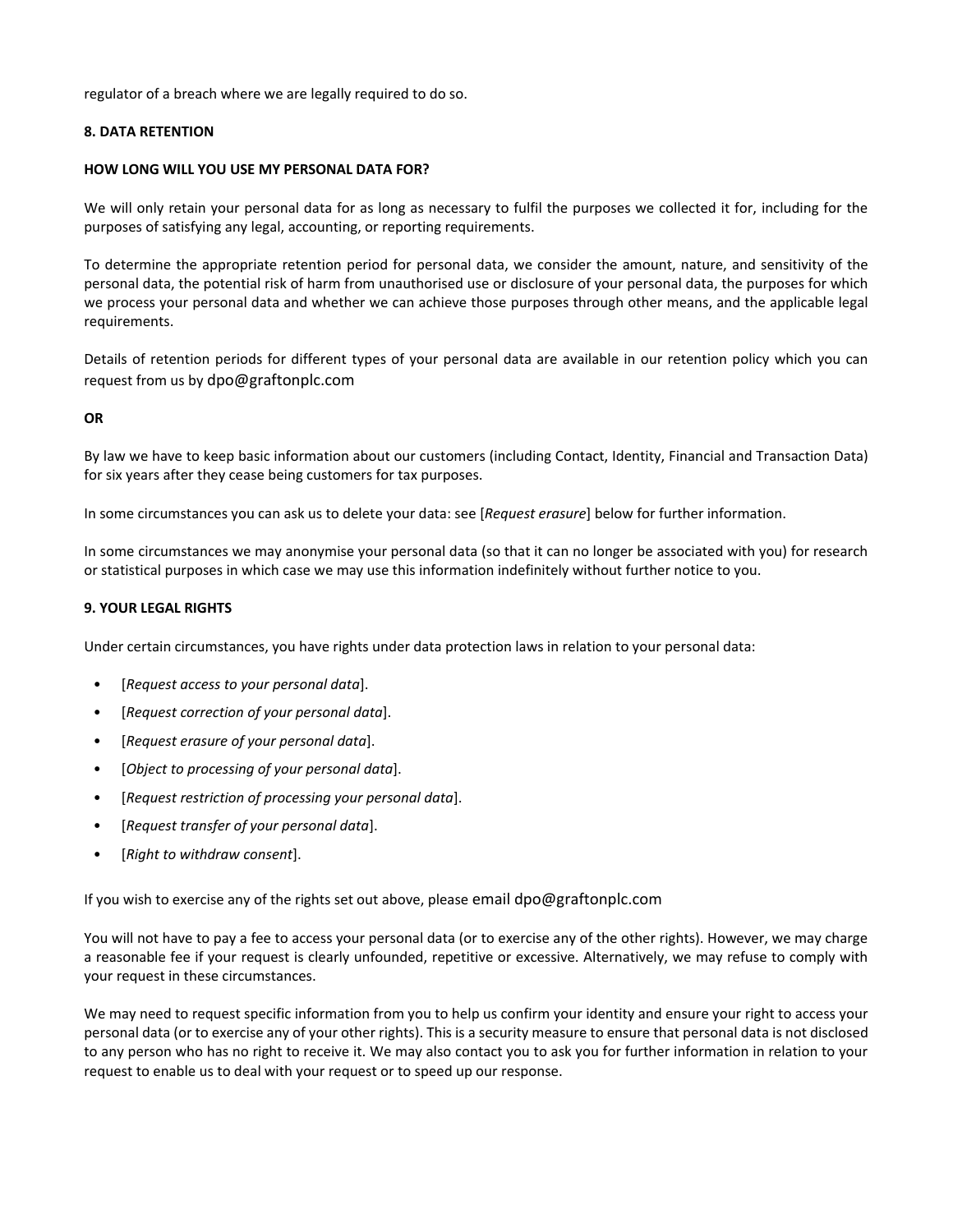regulator of a breach where we are legally required to do so.

## 8. DATA RETENTION

### HOW LONG WILL YOU USE MY PERSONAL DATA FOR?

We will only retain your personal data for as long as necessary to fulfil the purposes we collected it for, including for the purposes of satisfying any legal, accounting, or reporting requirements.

To determine the appropriate retention period for personal data, we consider the amount, nature, and sensitivity of the personal data, the potential risk of harm from unauthorised use or disclosure of your personal data, the purposes for which we process your personal data and whether we can achieve those purposes through other means, and the applicable legal requirements.

Details of retention periods for different types of your personal data are available in our retention policy which you can request from us by dpo@graftonplc.com

**OR**

By law we have to keep basic information about our customers (including Contact, Identity, Financial and Transaction Data) for six years after they cease being customers for tax purposes.

In some circumstances you can ask us to delete your data: see [*Request erasure*] below for further information.

In some circumstances we may anonymise your personal data (so that it can no longer be associated with you) for research or statistical purposes in which case we may use this information indefinitely without further notice to you.

## 9. YOUR LEGAL RIGHTS

Under certain circumstances, you have rights under data protection laws in relation to your personal data:

- [*Request access to your personal data*].
- [*Request correction of your personal data*].
- [*Request erasure of your personal data*].
- [*Object to processing of your personal data*].
- [*Request restriction of processing your personal data*].
- [*Request transfer of your personal data*].
- [*Right to withdraw consent*].

If you wish to exercise any of the rights set out above, please email dpo@graftonplc.com

You will not have to pay a fee to access your personal data (or to exercise any of the other rights). However, we may charge a reasonable fee if your request is clearly unfounded, repetitive or excessive. Alternatively, we may refuse to comply with your request in these circumstances.

We may need to request specific information from you to help us confirm your identity and ensure your right to access your personal data (or to exercise any of your other rights). This is a security measure to ensure that personal data is not disclosed to any person who has no right to receive it. We may also contact you to ask you for further information in relation to your request to enable us to deal with your request or to speed up our response.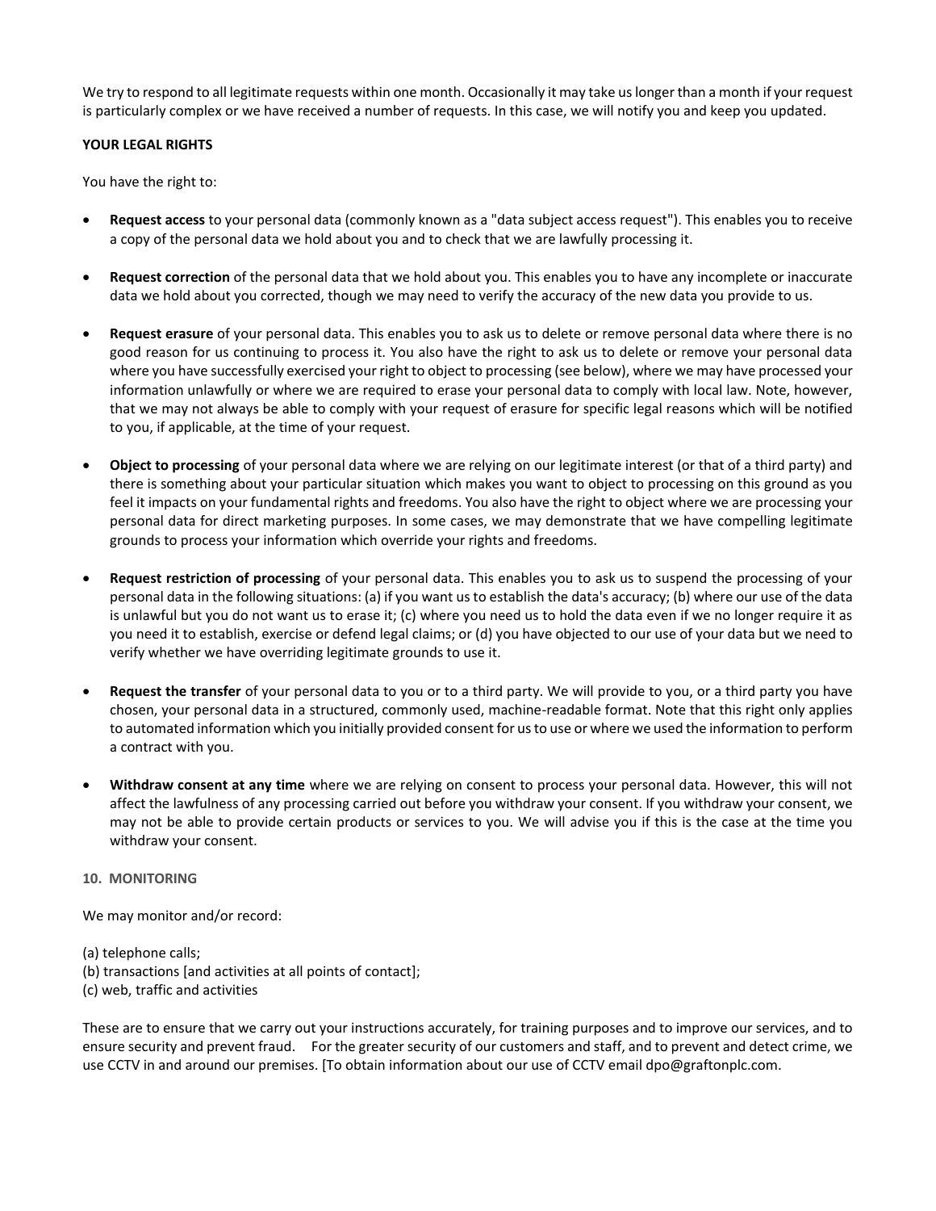We try to respond to all legitimate requests within one month. Occasionally it may take us longer than a month if your request is particularly complex or we have received a number of requests. In this case, we will notify you and keep you updated.

**YOUR LEGAL RIGHTS**

You have the right to:

- **Request access** to your personal data (commonly known as a "data subject access request"). This enables you to receive a copy of the personal data we hold about you and to check that we are lawfully processing it.

- **Request correction** of the personal data that we hold about you. This enables you to have any incomplete or inaccurate data we hold about you corrected, though we may need to verify the accuracy of the new data you provide to us.

- **Request erasure** of your personal data. This enables you to ask us to delete or remove personal data where there is no good reason for us continuing to process it. You also have the right to ask us to delete or remove your personal data where you have successfully exercised your right to object to processing (see below), where we may have processed your information unlawfully or where we are required to erase your personal data to comply with local law. Note, however, that we may not always be able to comply with your request of erasure for specific legal reasons which will be notified to you, if applicable, at the time of your request.

- **Object to processing** of your personal data where we are relying on our legitimate interest (or that of a third party) and there is something about your particular situation which makes you want to object to processing on this ground as you feel it impacts on your fundamental rights and freedoms. You also have the right to object where we are processing your personal data for direct marketing purposes. In some cases, we may demonstrate that we have compelling legitimate grounds to process your information which override your rights and freedoms.

- **Request restriction of processing** of your personal data. This enables you to ask us to suspend the processing of your personal data in the following situations: (a) if you want us to establish the data's accuracy; (b) where our use of the data is unlawful but you do not want us to erase it; (c) where you need us to hold the data even if we no longer require it as you need it to establish, exercise or defend legal claims; or (d) you have objected to our use of your data but we need to verify whether we have overriding legitimate grounds to use it.

- **Request the transfer** of your personal data to you or to a third party. We will provide to you, or a third party you have chosen, your personal data in a structured, commonly used, machine-readable format. Note that this right only applies to automated information which you initially provided consent for us to use or where we used the information to perform a contract with you.

- **Withdraw consent at any time** where we are relying on consent to process your personal data. However, this will not affect the lawfulness of any processing carried out before you withdraw your consent. If you withdraw your consent, we may not be able to provide certain products or services to you. We will advise you if this is the case at the time you withdraw your consent.

**10. MONITORING**

We may monitor and/or record:

(a) telephone calls;
(b) transactions [and activities at all points of contact];
(c) web, traffic and activities

These are to ensure that we carry out your instructions accurately, for training purposes and to improve our services, and to ensure security and prevent fraud. For the greater security of our customers and staff, and to prevent and detect crime, we use CCTV in and around our premises. [To obtain information about our use of CCTV email dpo@graftonplc.com.